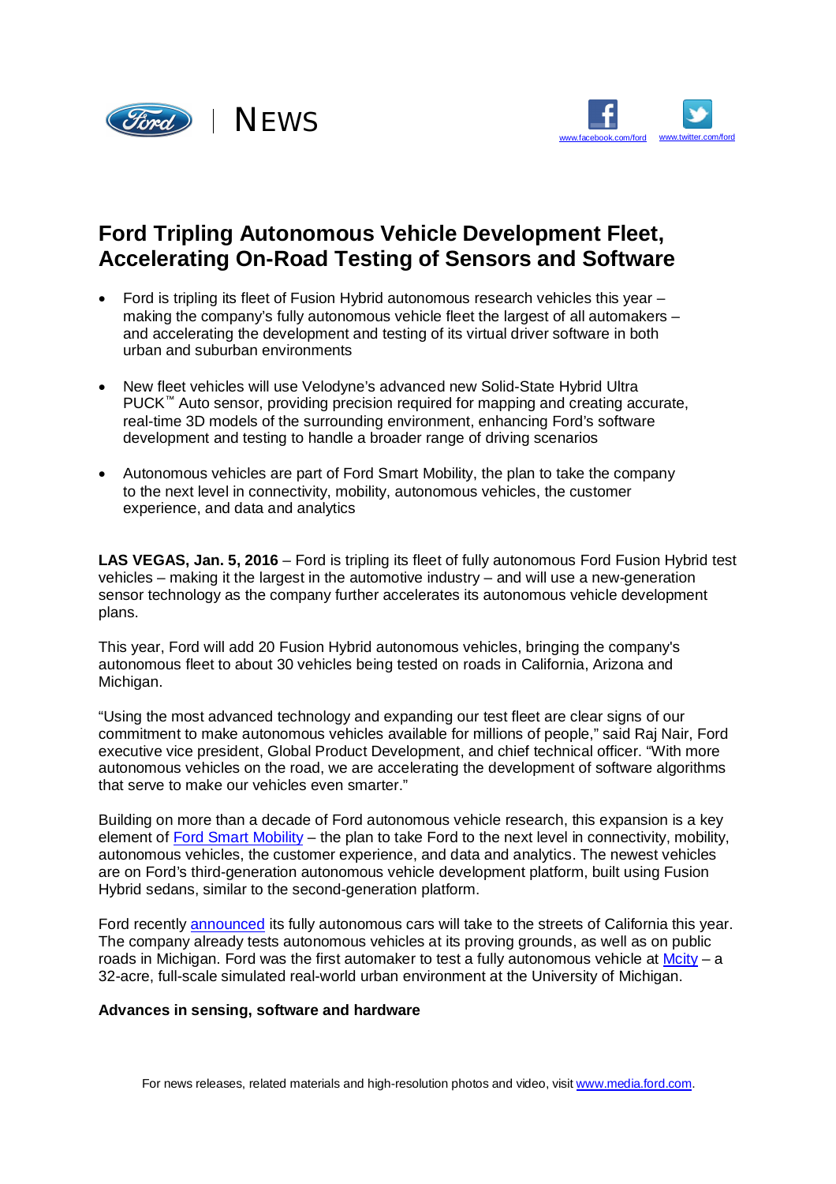NEWS

www.facebook.com/ford www.twitter.com/ford

# Ford Tripling Autonomous Vehicle Development Fleet, Accelerating On-Road Testing of Sensors and Software

- Ford is tripling its fleet of Fusion Hybrid autonomous research vehicles this year – making the company's fully autonomous vehicle fleet the largest of all automakers – and accelerating the development and testing of its virtual driver software in both urban and suburban environments

- New fleet vehicles will use Velodyne's advanced new Solid-State Hybrid Ultra PUCK™ Auto sensor, providing precision required for mapping and creating accurate, real-time 3D models of the surrounding environment, enhancing Ford's software development and testing to handle a broader range of driving scenarios

- Autonomous vehicles are part of Ford Smart Mobility, the plan to take the company to the next level in connectivity, mobility, autonomous vehicles, the customer experience, and data and analytics

**LAS VEGAS, Jan. 5, 2016** – Ford is tripling its fleet of fully autonomous Ford Fusion Hybrid test vehicles – making it the largest in the automotive industry – and will use a new-generation sensor technology as the company further accelerates its autonomous vehicle development plans.

This year, Ford will add 20 Fusion Hybrid autonomous vehicles, bringing the company's autonomous fleet to about 30 vehicles being tested on roads in California, Arizona and Michigan.

"Using the most advanced technology and expanding our test fleet are clear signs of our commitment to make autonomous vehicles available for millions of people," said Raj Nair, Ford executive vice president, Global Product Development, and chief technical officer. "With more autonomous vehicles on the road, we are accelerating the development of software algorithms that serve to make our vehicles even smarter."

Building on more than a decade of Ford autonomous vehicle research, this expansion is a key element of Ford Smart Mobility – the plan to take Ford to the next level in connectivity, mobility, autonomous vehicles, the customer experience, and data and analytics. The newest vehicles are on Ford's third-generation autonomous vehicle development platform, built using Fusion Hybrid sedans, similar to the second-generation platform.

Ford recently announced its fully autonomous cars will take to the streets of California this year. The company already tests autonomous vehicles at its proving grounds, as well as on public roads in Michigan. Ford was the first automaker to test a fully autonomous vehicle at Mcity – a 32-acre, full-scale simulated real-world urban environment at the University of Michigan.

**Advances in sensing, software and hardware**

For news releases, related materials and high-resolution photos and video, visit www.media.ford.com.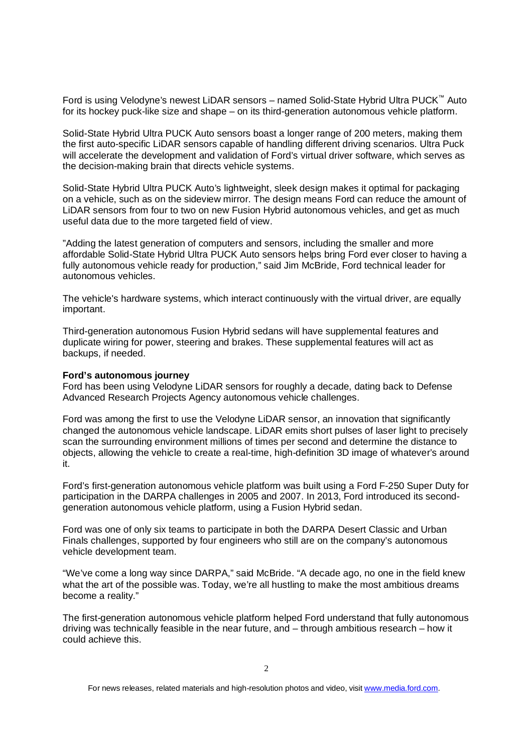Ford is using Velodyne's newest LiDAR sensors – named Solid-State Hybrid Ultra PUCK™ Auto for its hockey puck-like size and shape – on its third-generation autonomous vehicle platform.

Solid-State Hybrid Ultra PUCK Auto sensors boast a longer range of 200 meters, making them the first auto-specific LiDAR sensors capable of handling different driving scenarios. Ultra Puck will accelerate the development and validation of Ford's virtual driver software, which serves as the decision-making brain that directs vehicle systems.

Solid-State Hybrid Ultra PUCK Auto's lightweight, sleek design makes it optimal for packaging on a vehicle, such as on the sideview mirror. The design means Ford can reduce the amount of LiDAR sensors from four to two on new Fusion Hybrid autonomous vehicles, and get as much useful data due to the more targeted field of view.

"Adding the latest generation of computers and sensors, including the smaller and more affordable Solid-State Hybrid Ultra PUCK Auto sensors helps bring Ford ever closer to having a fully autonomous vehicle ready for production," said Jim McBride, Ford technical leader for autonomous vehicles.

The vehicle's hardware systems, which interact continuously with the virtual driver, are equally important.

Third-generation autonomous Fusion Hybrid sedans will have supplemental features and duplicate wiring for power, steering and brakes. These supplemental features will act as backups, if needed.

**Ford's autonomous journey**

Ford has been using Velodyne LiDAR sensors for roughly a decade, dating back to Defense Advanced Research Projects Agency autonomous vehicle challenges.

Ford was among the first to use the Velodyne LiDAR sensor, an innovation that significantly changed the autonomous vehicle landscape. LiDAR emits short pulses of laser light to precisely scan the surrounding environment millions of times per second and determine the distance to objects, allowing the vehicle to create a real-time, high-definition 3D image of whatever's around it.

Ford's first-generation autonomous vehicle platform was built using a Ford F-250 Super Duty for participation in the DARPA challenges in 2005 and 2007. In 2013, Ford introduced its second-generation autonomous vehicle platform, using a Fusion Hybrid sedan.

Ford was one of only six teams to participate in both the DARPA Desert Classic and Urban Finals challenges, supported by four engineers who still are on the company's autonomous vehicle development team.

"We've come a long way since DARPA," said McBride. "A decade ago, no one in the field knew what the art of the possible was. Today, we're all hustling to make the most ambitious dreams become a reality."

The first-generation autonomous vehicle platform helped Ford understand that fully autonomous driving was technically feasible in the near future, and – through ambitious research – how it could achieve this.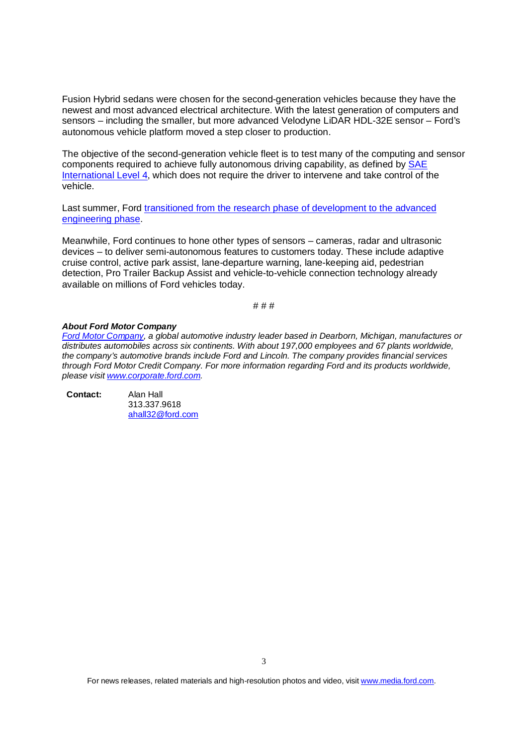Fusion Hybrid sedans were chosen for the second-generation vehicles because they have the newest and most advanced electrical architecture. With the latest generation of computers and sensors – including the smaller, but more advanced Velodyne LiDAR HDL-32E sensor – Ford's autonomous vehicle platform moved a step closer to production.

The objective of the second-generation vehicle fleet is to test many of the computing and sensor components required to achieve fully autonomous driving capability, as defined by SAE International Level 4, which does not require the driver to intervene and take control of the vehicle.

Last summer, Ford transitioned from the research phase of development to the advanced engineering phase.

Meanwhile, Ford continues to hone other types of sensors – cameras, radar and ultrasonic devices – to deliver semi-autonomous features to customers today. These include adaptive cruise control, active park assist, lane-departure warning, lane-keeping aid, pedestrian detection, Pro Trailer Backup Assist and vehicle-to-vehicle connection technology already available on millions of Ford vehicles today.

# # #

***About Ford Motor Company***

*Ford Motor Company, a global automotive industry leader based in Dearborn, Michigan, manufactures or distributes automobiles across six continents. With about 197,000 employees and 67 plants worldwide, the company's automotive brands include Ford and Lincoln. The company provides financial services through Ford Motor Credit Company. For more information regarding Ford and its products worldwide, please visit www.corporate.ford.com.*

**Contact:** Alan Hall
313.337.9618
ahall32@ford.com

For news releases, related materials and high-resolution photos and video, visit www.media.ford.com.